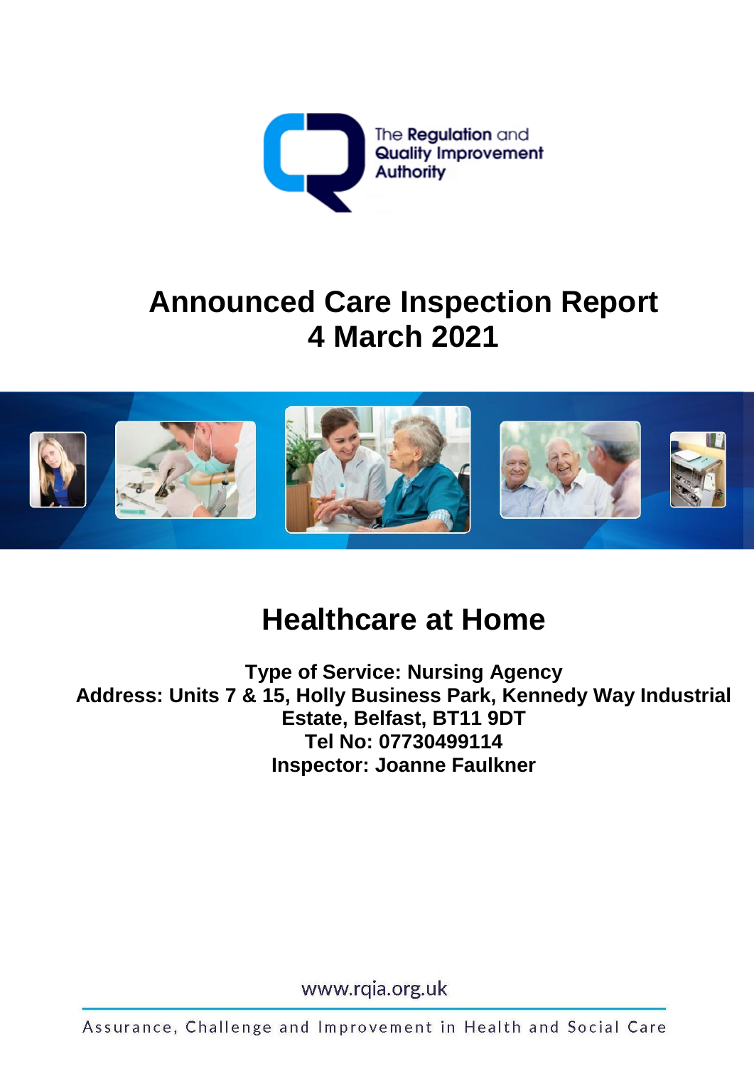The Regulation and Quality Improvement Authority

# Announced Care Inspection Report
# 4 March 2021

## Healthcare at Home

**Type of Service: Nursing Agency**
**Address: Units 7 & 15, Holly Business Park, Kennedy Way Industrial Estate, Belfast, BT11 9DT**
**Tel No: 07730499114**
**Inspector: Joanne Faulkner**

www.rqia.org.uk

Assurance, Challenge and Improvement in Health and Social Care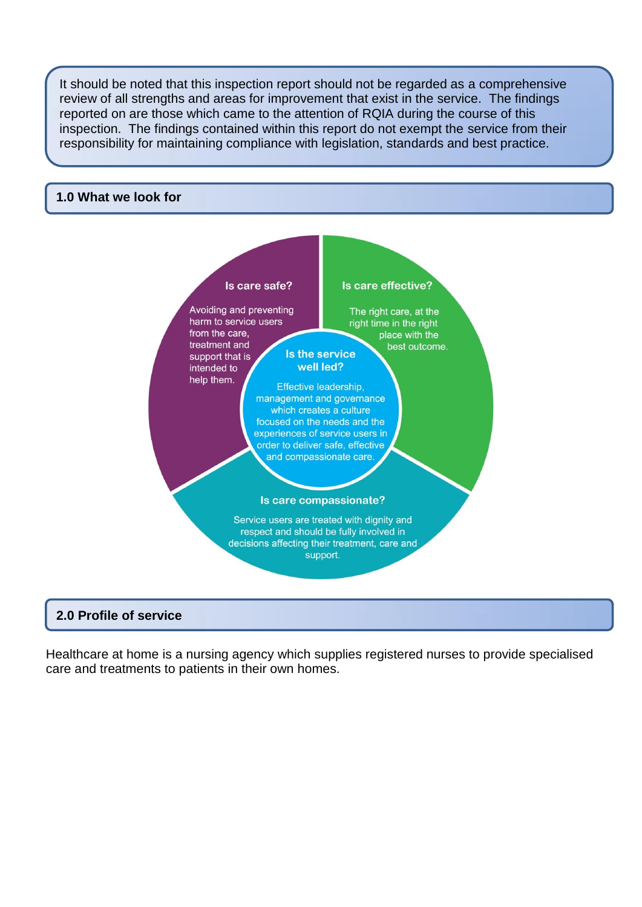It should be noted that this inspection report should not be regarded as a comprehensive review of all strengths and areas for improvement that exist in the service. The findings reported on are those which came to the attention of RQIA during the course of this inspection. The findings contained within this report do not exempt the service from their responsibility for maintaining compliance with legislation, standards and best practice.

## 1.0 What we look for

**Is care safe?**

Avoiding and preventing harm to service users from the care, treatment and support that is intended to help them.

**Is care effective?**

The right care, at the right time in the right place with the best outcome.

**Is the service well led?**

Effective leadership, management and governance which creates a culture focused on the needs and the experiences of service users in order to deliver safe, effective and compassionate care.

**Is care compassionate?**

Service users are treated with dignity and respect and should be fully involved in decisions affecting their treatment, care and support.

## 2.0 Profile of service

Healthcare at home is a nursing agency which supplies registered nurses to provide specialised care and treatments to patients in their own homes.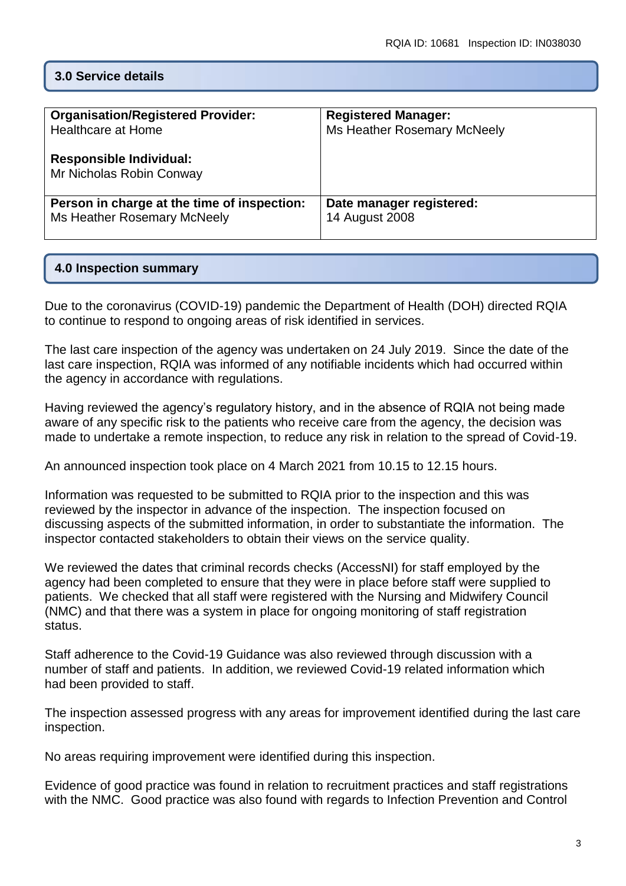## 3.0 Service details

| Organisation/Registered Provider: Healthcare at Home<br><br>**Responsible Individual:** Mr Nicholas Robin Conway | **Registered Manager:** Ms Heather Rosemary McNeely |
|---|---|
| **Person in charge at the time of inspection:** Ms Heather Rosemary McNeely | **Date manager registered:** 14 August 2008 |

## 4.0 Inspection summary

Due to the coronavirus (COVID-19) pandemic the Department of Health (DOH) directed RQIA to continue to respond to ongoing areas of risk identified in services.

The last care inspection of the agency was undertaken on 24 July 2019. Since the date of the last care inspection, RQIA was informed of any notifiable incidents which had occurred within the agency in accordance with regulations.

Having reviewed the agency's regulatory history, and in the absence of RQIA not being made aware of any specific risk to the patients who receive care from the agency, the decision was made to undertake a remote inspection, to reduce any risk in relation to the spread of Covid-19.

An announced inspection took place on 4 March 2021 from 10.15 to 12.15 hours.

Information was requested to be submitted to RQIA prior to the inspection and this was reviewed by the inspector in advance of the inspection. The inspection focused on discussing aspects of the submitted information, in order to substantiate the information. The inspector contacted stakeholders to obtain their views on the service quality.

We reviewed the dates that criminal records checks (AccessNI) for staff employed by the agency had been completed to ensure that they were in place before staff were supplied to patients. We checked that all staff were registered with the Nursing and Midwifery Council (NMC) and that there was a system in place for ongoing monitoring of staff registration status.

Staff adherence to the Covid-19 Guidance was also reviewed through discussion with a number of staff and patients. In addition, we reviewed Covid-19 related information which had been provided to staff.

The inspection assessed progress with any areas for improvement identified during the last care inspection.

No areas requiring improvement were identified during this inspection.

Evidence of good practice was found in relation to recruitment practices and staff registrations with the NMC. Good practice was also found with regards to Infection Prevention and Control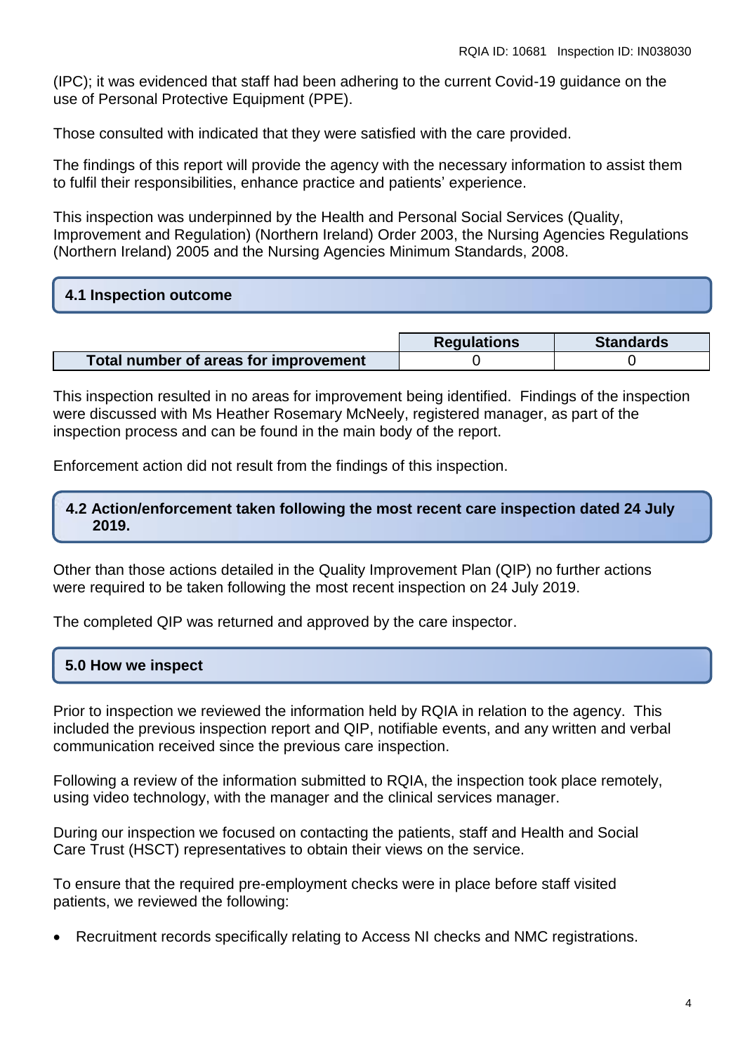(IPC); it was evidenced that staff had been adhering to the current Covid-19 guidance on the use of Personal Protective Equipment (PPE).

Those consulted with indicated that they were satisfied with the care provided.

The findings of this report will provide the agency with the necessary information to assist them to fulfil their responsibilities, enhance practice and patients' experience.

This inspection was underpinned by the Health and Personal Social Services (Quality, Improvement and Regulation) (Northern Ireland) Order 2003, the Nursing Agencies Regulations (Northern Ireland) 2005 and the Nursing Agencies Minimum Standards, 2008.

## 4.1 Inspection outcome

| | Regulations | Standards |
|---|---|---|
| **Total number of areas for improvement** | 0 | 0 |

This inspection resulted in no areas for improvement being identified. Findings of the inspection were discussed with Ms Heather Rosemary McNeely, registered manager, as part of the inspection process and can be found in the main body of the report.

Enforcement action did not result from the findings of this inspection.

## 4.2 Action/enforcement taken following the most recent care inspection dated 24 July 2019.

Other than those actions detailed in the Quality Improvement Plan (QIP) no further actions were required to be taken following the most recent inspection on 24 July 2019.

The completed QIP was returned and approved by the care inspector.

## 5.0 How we inspect

Prior to inspection we reviewed the information held by RQIA in relation to the agency. This included the previous inspection report and QIP, notifiable events, and any written and verbal communication received since the previous care inspection.

Following a review of the information submitted to RQIA, the inspection took place remotely, using video technology, with the manager and the clinical services manager.

During our inspection we focused on contacting the patients, staff and Health and Social Care Trust (HSCT) representatives to obtain their views on the service.

To ensure that the required pre-employment checks were in place before staff visited patients, we reviewed the following:

- Recruitment records specifically relating to Access NI checks and NMC registrations.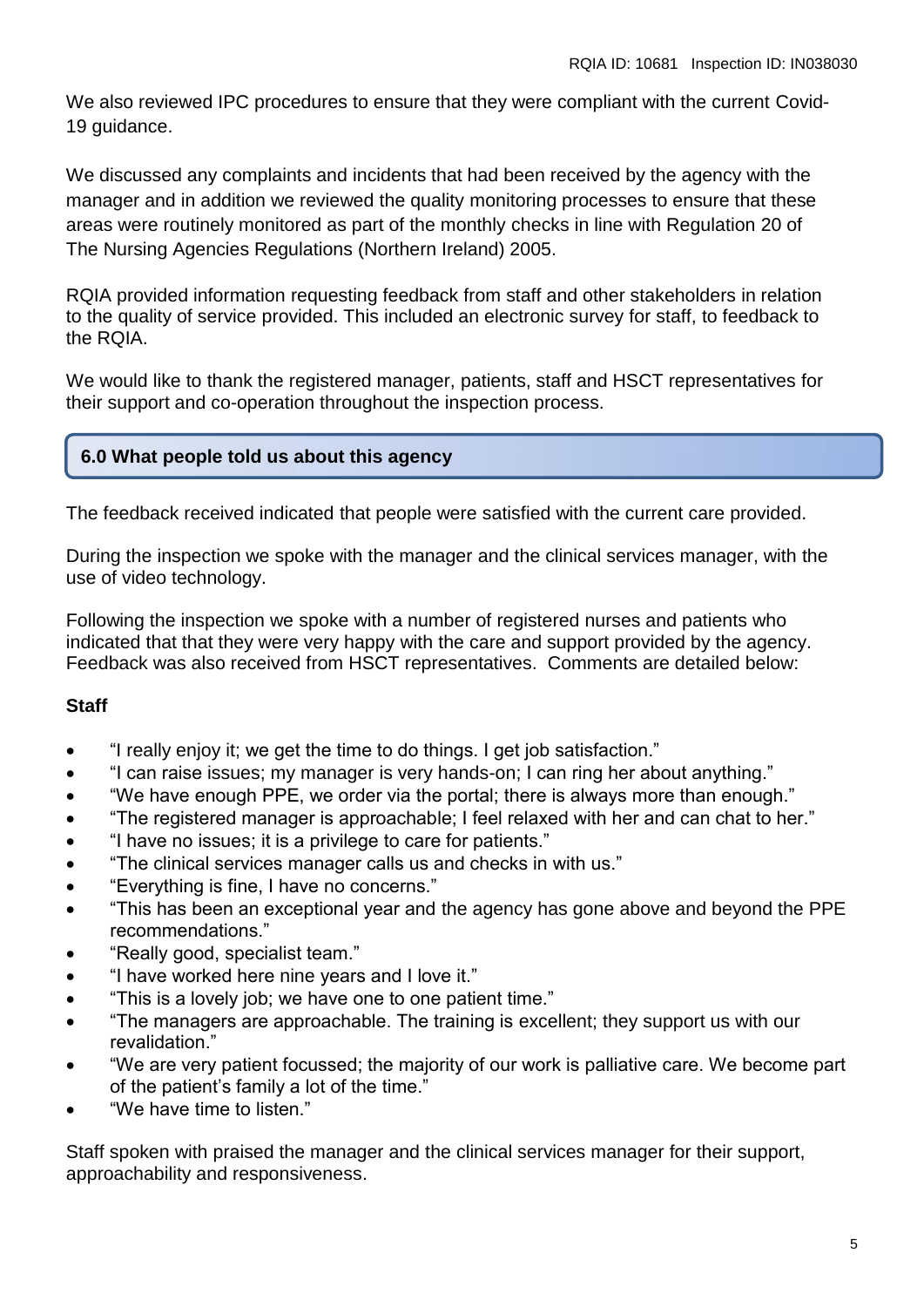We also reviewed IPC procedures to ensure that they were compliant with the current Covid-19 guidance.

We discussed any complaints and incidents that had been received by the agency with the manager and in addition we reviewed the quality monitoring processes to ensure that these areas were routinely monitored as part of the monthly checks in line with Regulation 20 of The Nursing Agencies Regulations (Northern Ireland) 2005.

RQIA provided information requesting feedback from staff and other stakeholders in relation to the quality of service provided. This included an electronic survey for staff, to feedback to the RQIA.

We would like to thank the registered manager, patients, staff and HSCT representatives for their support and co-operation throughout the inspection process.

## 6.0 What people told us about this agency

The feedback received indicated that people were satisfied with the current care provided.

During the inspection we spoke with the manager and the clinical services manager, with the use of video technology.

Following the inspection we spoke with a number of registered nurses and patients who indicated that that they were very happy with the care and support provided by the agency. Feedback was also received from HSCT representatives. Comments are detailed below:

**Staff**

- "I really enjoy it; we get the time to do things. I get job satisfaction."
- "I can raise issues; my manager is very hands-on; I can ring her about anything."
- "We have enough PPE, we order via the portal; there is always more than enough."
- "The registered manager is approachable; I feel relaxed with her and can chat to her."
- "I have no issues; it is a privilege to care for patients."
- "The clinical services manager calls us and checks in with us."
- "Everything is fine, I have no concerns."
- "This has been an exceptional year and the agency has gone above and beyond the PPE recommendations."
- "Really good, specialist team."
- "I have worked here nine years and I love it."
- "This is a lovely job; we have one to one patient time."
- "The managers are approachable. The training is excellent; they support us with our revalidation."
- "We are very patient focussed; the majority of our work is palliative care. We become part of the patient's family a lot of the time."
- "We have time to listen."

Staff spoken with praised the manager and the clinical services manager for their support, approachability and responsiveness.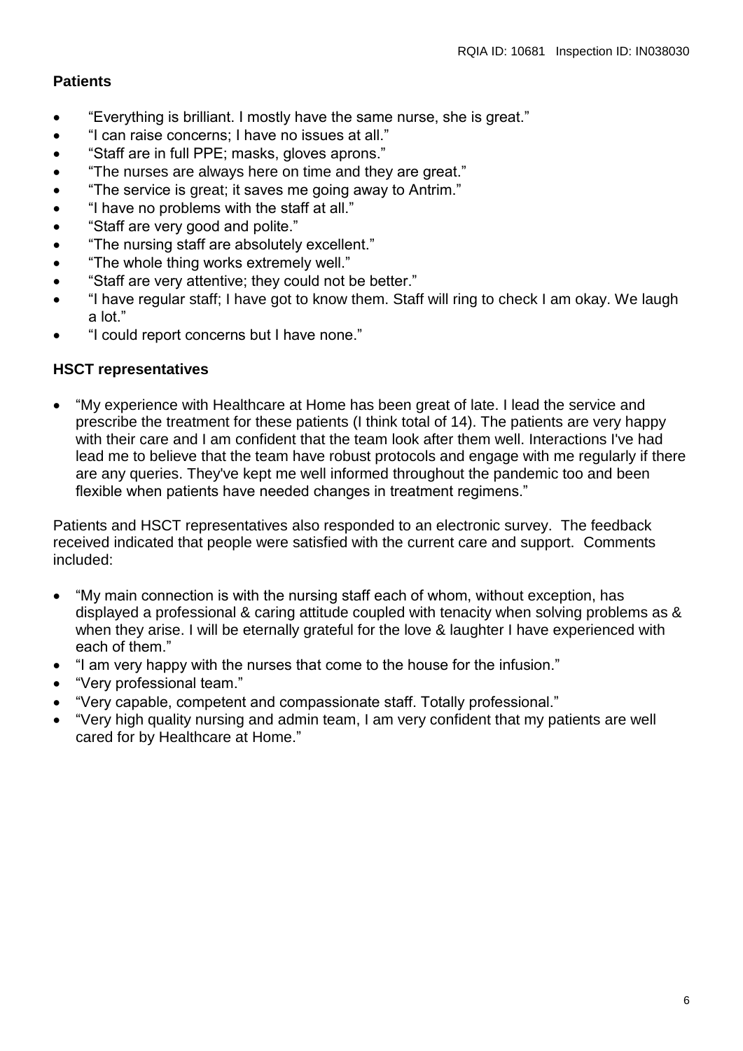**Patients**

- "Everything is brilliant. I mostly have the same nurse, she is great."
- "I can raise concerns; I have no issues at all."
- "Staff are in full PPE; masks, gloves aprons."
- "The nurses are always here on time and they are great."
- "The service is great; it saves me going away to Antrim."
- "I have no problems with the staff at all."
- "Staff are very good and polite."
- "The nursing staff are absolutely excellent."
- "The whole thing works extremely well."
- "Staff are very attentive; they could not be better."
- "I have regular staff; I have got to know them. Staff will ring to check I am okay. We laugh a lot."
- "I could report concerns but I have none."

**HSCT representatives**

- "My experience with Healthcare at Home has been great of late. I lead the service and prescribe the treatment for these patients (I think total of 14). The patients are very happy with their care and I am confident that the team look after them well. Interactions I've had lead me to believe that the team have robust protocols and engage with me regularly if there are any queries. They've kept me well informed throughout the pandemic too and been flexible when patients have needed changes in treatment regimens."

Patients and HSCT representatives also responded to an electronic survey. The feedback received indicated that people were satisfied with the current care and support. Comments included:

- "My main connection is with the nursing staff each of whom, without exception, has displayed a professional & caring attitude coupled with tenacity when solving problems as & when they arise. I will be eternally grateful for the love & laughter I have experienced with each of them."
- "I am very happy with the nurses that come to the house for the infusion."
- "Very professional team."
- "Very capable, competent and compassionate staff. Totally professional."
- "Very high quality nursing and admin team, I am very confident that my patients are well cared for by Healthcare at Home."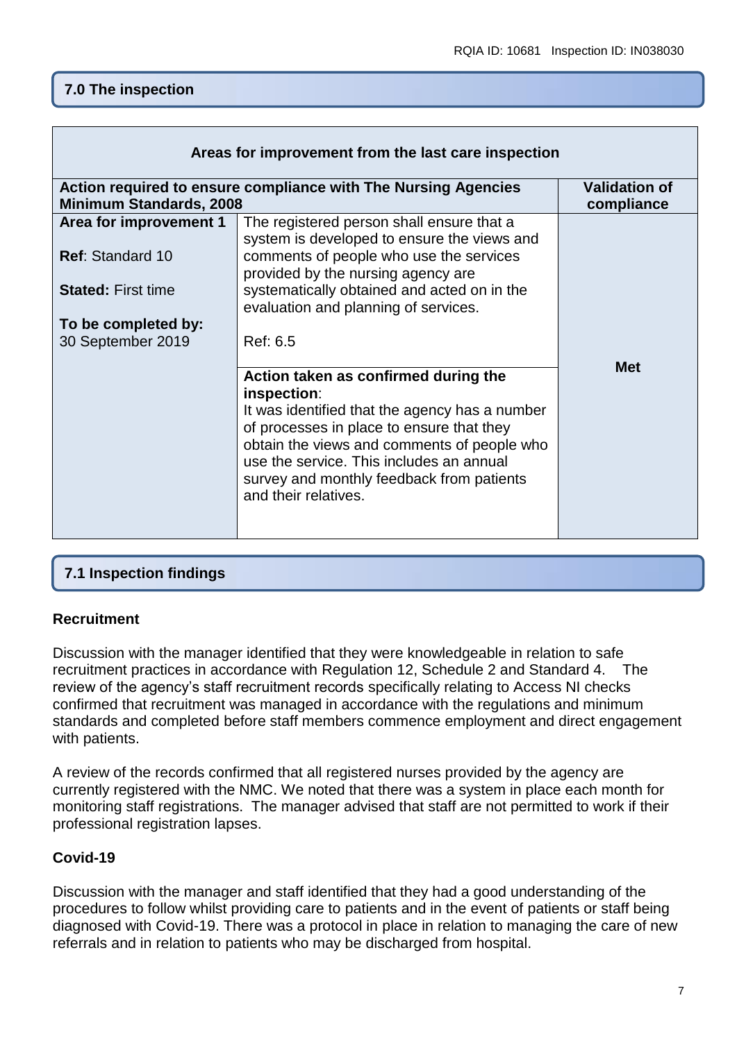## 7.0 The inspection

| Areas for improvement from the last care inspection | | |
|---|---|---|
| **Action required to ensure compliance with The Nursing Agencies Minimum Standards, 2008** | | **Validation of compliance** |
| **Area for improvement 1**<br><br>**Ref**: Standard 10<br><br>**Stated:** First time<br><br>**To be completed by:** 30 September 2019 | The registered person shall ensure that a system is developed to ensure the views and comments of people who use the services provided by the nursing agency are systematically obtained and acted on in the evaluation and planning of services.<br><br>Ref: 6.5 | **Met** |
| | **Action taken as confirmed during the inspection**:<br>It was identified that the agency has a number of processes in place to ensure that they obtain the views and comments of people who use the service. This includes an annual survey and monthly feedback from patients and their relatives. | |

## 7.1 Inspection findings

### Recruitment

Discussion with the manager identified that they were knowledgeable in relation to safe recruitment practices in accordance with Regulation 12, Schedule 2 and Standard 4. The review of the agency's staff recruitment records specifically relating to Access NI checks confirmed that recruitment was managed in accordance with the regulations and minimum standards and completed before staff members commence employment and direct engagement with patients.

A review of the records confirmed that all registered nurses provided by the agency are currently registered with the NMC. We noted that there was a system in place each month for monitoring staff registrations. The manager advised that staff are not permitted to work if their professional registration lapses.

### Covid-19

Discussion with the manager and staff identified that they had a good understanding of the procedures to follow whilst providing care to patients and in the event of patients or staff being diagnosed with Covid-19. There was a protocol in place in relation to managing the care of new referrals and in relation to patients who may be discharged from hospital.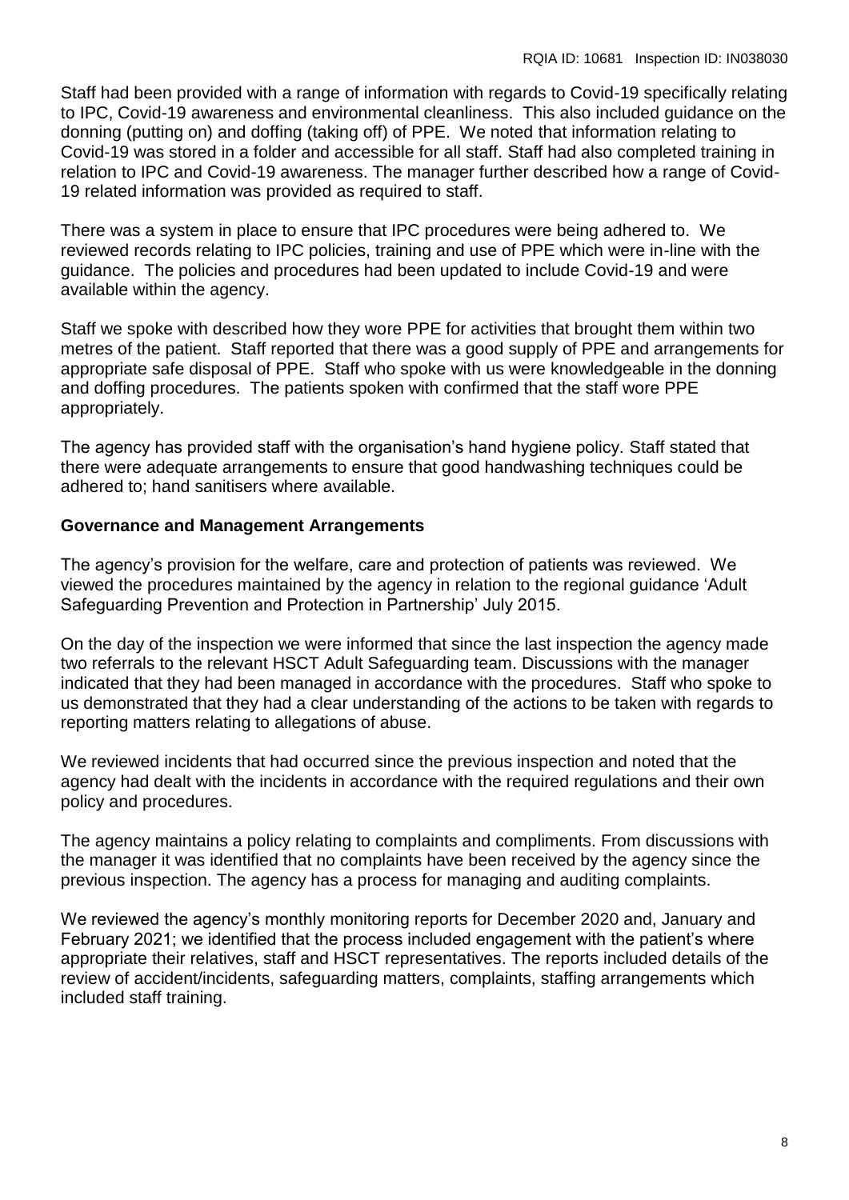Staff had been provided with a range of information with regards to Covid-19 specifically relating to IPC, Covid-19 awareness and environmental cleanliness. This also included guidance on the donning (putting on) and doffing (taking off) of PPE. We noted that information relating to Covid-19 was stored in a folder and accessible for all staff. Staff had also completed training in relation to IPC and Covid-19 awareness. The manager further described how a range of Covid-19 related information was provided as required to staff.

There was a system in place to ensure that IPC procedures were being adhered to. We reviewed records relating to IPC policies, training and use of PPE which were in-line with the guidance. The policies and procedures had been updated to include Covid-19 and were available within the agency.

Staff we spoke with described how they wore PPE for activities that brought them within two metres of the patient. Staff reported that there was a good supply of PPE and arrangements for appropriate safe disposal of PPE. Staff who spoke with us were knowledgeable in the donning and doffing procedures. The patients spoken with confirmed that the staff wore PPE appropriately.

The agency has provided staff with the organisation's hand hygiene policy. Staff stated that there were adequate arrangements to ensure that good handwashing techniques could be adhered to; hand sanitisers where available.

**Governance and Management Arrangements**

The agency's provision for the welfare, care and protection of patients was reviewed. We viewed the procedures maintained by the agency in relation to the regional guidance 'Adult Safeguarding Prevention and Protection in Partnership' July 2015.

On the day of the inspection we were informed that since the last inspection the agency made two referrals to the relevant HSCT Adult Safeguarding team. Discussions with the manager indicated that they had been managed in accordance with the procedures. Staff who spoke to us demonstrated that they had a clear understanding of the actions to be taken with regards to reporting matters relating to allegations of abuse.

We reviewed incidents that had occurred since the previous inspection and noted that the agency had dealt with the incidents in accordance with the required regulations and their own policy and procedures.

The agency maintains a policy relating to complaints and compliments. From discussions with the manager it was identified that no complaints have been received by the agency since the previous inspection. The agency has a process for managing and auditing complaints.

We reviewed the agency's monthly monitoring reports for December 2020 and, January and February 2021; we identified that the process included engagement with the patient's where appropriate their relatives, staff and HSCT representatives. The reports included details of the review of accident/incidents, safeguarding matters, complaints, staffing arrangements which included staff training.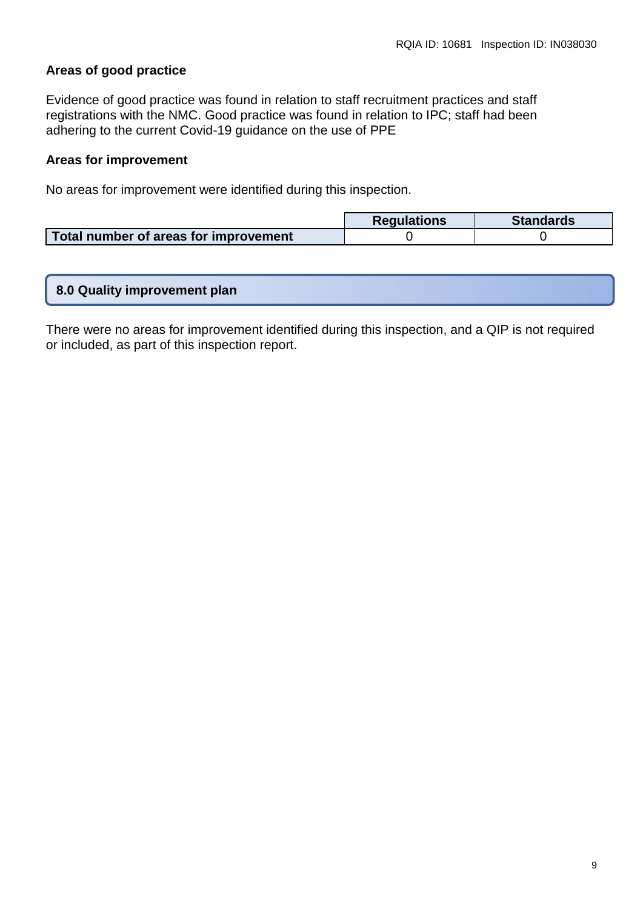**Areas of good practice**

Evidence of good practice was found in relation to staff recruitment practices and staff registrations with the NMC. Good practice was found in relation to IPC; staff had been adhering to the current Covid-19 guidance on the use of PPE

**Areas for improvement**

No areas for improvement were identified during this inspection.

| | Regulations | Standards |
|---|---|---|
| **Total number of areas for improvement** | 0 | 0 |

## 8.0 Quality improvement plan

There were no areas for improvement identified during this inspection, and a QIP is not required or included, as part of this inspection report.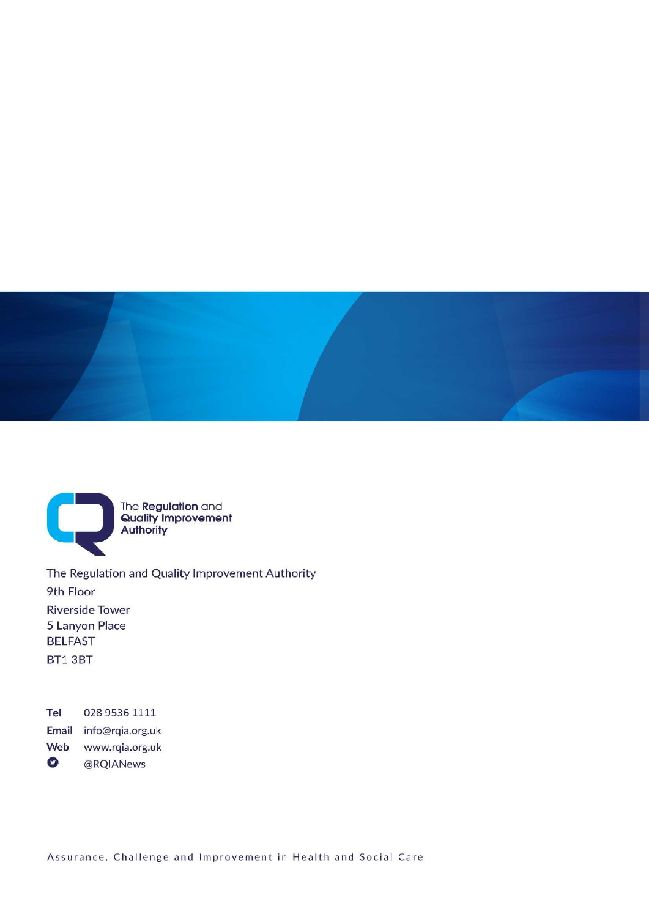The Regulation and Quality Improvement Authority

The Regulation and Quality Improvement Authority
9th Floor
Riverside Tower
5 Lanyon Place
BELFAST
BT1 3BT

**Tel** 028 9536 1111
**Email** info@rqia.org.uk
**Web** www.rqia.org.uk
@RQIANews

Assurance, Challenge and Improvement in Health and Social Care